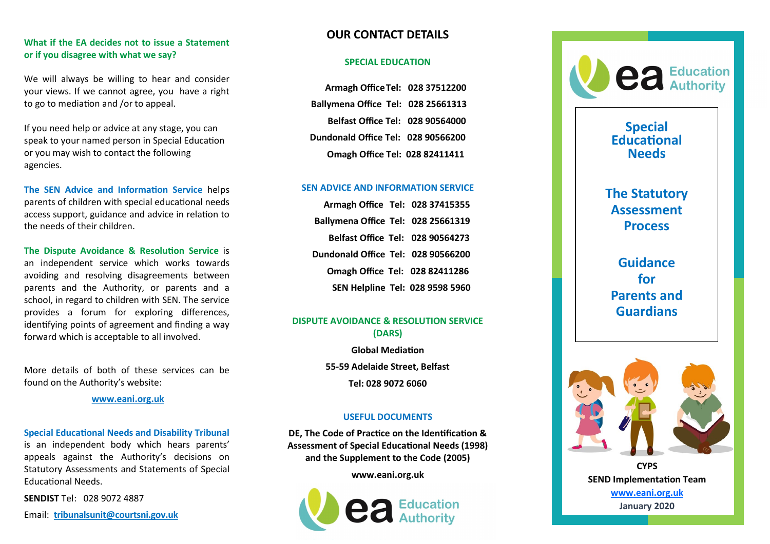### What if the EA decides not to issue a Statement or if you disagree with what we say?

We will always be willing to hear and consider your views. If we cannot agree, you have a right to go to mediation and /or to appeal.

If you need help or advice at any stage, you can speak to your named person in Special Education or you may wish to contact the following agencies.

**The SEN Advice and Information Service** helps parents of children with special educational needs access support, guidance and advice in relation to the needs of their children.

**The Dispute Avoidance & Resolution Service** is an independent service which works towards avoiding and resolving disagreements between parents and the Authority, or parents and a school, in regard to children with SEN. The service provides a forum for exploring differences, identifying points of agreement and finding a way forward which is acceptable to all involved.

More details of both of these services can be found on the Authority's website:

www.eani.org.uk

**Special Educational Needs and Disability Tribunal** is an independent body which hears parents' appeals against the Authority's decisions on Statutory Assessments and Statements of Special Educational Needs.

**SENDIST** Tel: 028 9072 4887

Email: tribunalsunit@courtsni.gov.uk

## OUR CONTACT DETAILS

### SPECIAL EDUCATION

**Armagh Office Tel: 028 37512200**

**Ballymena Office Tel: 028 25661313**

**Belfast Office Tel: 028 90564000**

**Dundonald Office Tel: 028 90566200**

**Omagh Office Tel: 028 82411411**

### SEN ADVICE AND INFORMATION SERVICE

**Armagh Office Tel: 028 37415355**

**Ballymena Office Tel: 028 25661319**

**Belfast Office Tel: 028 90564273**

**Dundonald Office Tel: 028 90566200**

**Omagh Office Tel: 028 82411286**

**SEN Helpline Tel: 028 9598 5960**

### DISPUTE AVOIDANCE & RESOLUTION SERVICE (DARS)

**Global Mediation**

**55-59 Adelaide Street, Belfast**

**Tel: 028 9072 6060**

### USEFUL DOCUMENTS

**DE, The Code of Practice on the Identification & Assessment of Special Educational Needs (1998) and the Supplement to the Code (2005)**

**www.eani.org.uk**

ea Education Authority

ea Education Authority

# Special Educational Needs

# The Statutory Assessment Process

# Guidance for Parents and Guardians

**CYPS**

**SEND Implementation Team**

www.eani.org.uk

**January 2020**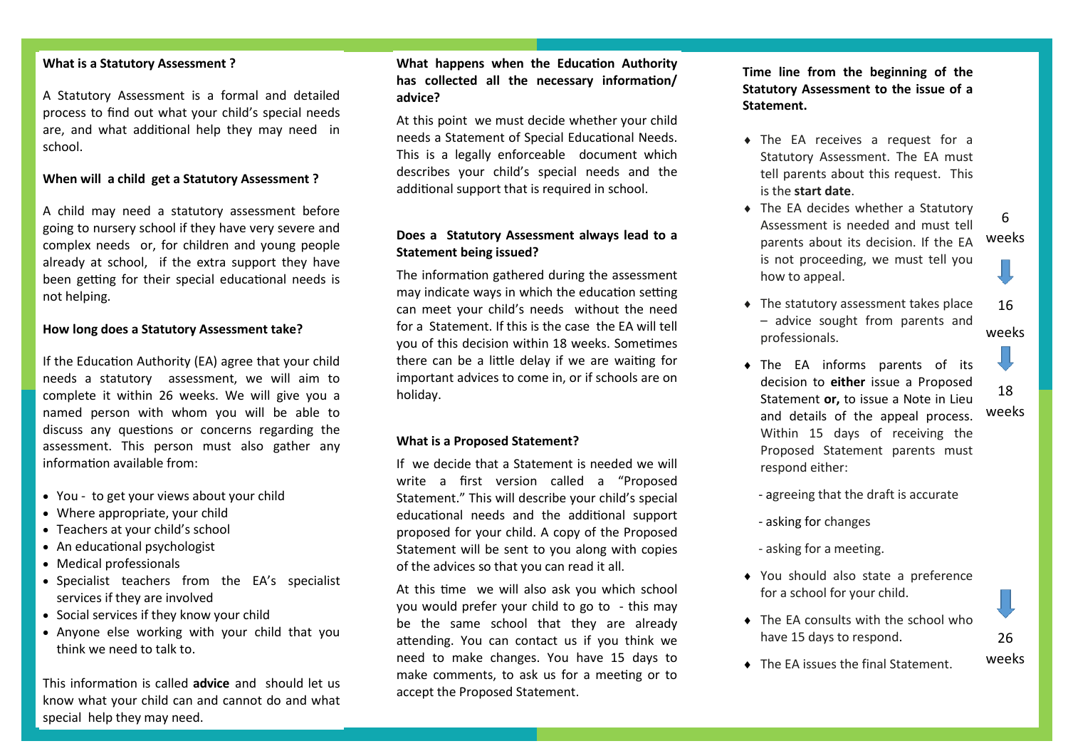**What is a Statutory Assessment ?**

A Statutory Assessment is a formal and detailed process to find out what your child's special needs are, and what additional help they may need in school.

**When will a child get a Statutory Assessment ?**

A child may need a statutory assessment before going to nursery school if they have very severe and complex needs or, for children and young people already at school, if the extra support they have been getting for their special educational needs is not helping.

**How long does a Statutory Assessment take?**

If the Education Authority (EA) agree that your child needs a statutory assessment, we will aim to complete it within 26 weeks. We will give you a named person with whom you will be able to discuss any questions or concerns regarding the assessment. This person must also gather any information available from:

- You - to get your views about your child
- Where appropriate, your child
- Teachers at your child's school
- An educational psychologist
- Medical professionals
- Specialist teachers from the EA's specialist services if they are involved
- Social services if they know your child
- Anyone else working with your child that you think we need to talk to.

This information is called **advice** and should let us know what your child can and cannot do and what special help they may need.

**What happens when the Education Authority has collected all the necessary information/ advice?**

At this point we must decide whether your child needs a Statement of Special Educational Needs. This is a legally enforceable document which describes your child's special needs and the additional support that is required in school.

**Does a Statutory Assessment always lead to a Statement being issued?**

The information gathered during the assessment may indicate ways in which the education setting can meet your child's needs without the need for a Statement. If this is the case the EA will tell you of this decision within 18 weeks. Sometimes there can be a little delay if we are waiting for important advices to come in, or if schools are on holiday.

**What is a Proposed Statement?**

If we decide that a Statement is needed we will write a first version called a "Proposed Statement." This will describe your child's special educational needs and the additional support proposed for your child. A copy of the Proposed Statement will be sent to you along with copies of the advices so that you can read it all.

At this time we will also ask you which school you would prefer your child to go to - this may be the same school that they are already attending. You can contact us if you think we need to make changes. You have 15 days to make comments, to ask us for a meeting or to accept the Proposed Statement.

**Time line from the beginning of the Statutory Assessment to the issue of a Statement.**

- The EA receives a request for a Statutory Assessment. The EA must tell parents about this request. This is the **start date**.
- The EA decides whether a Statutory Assessment is needed and must tell parents about its decision. If the EA is not proceeding, we must tell you how to appeal. — 6 weeks
- The statutory assessment takes place – advice sought from parents and professionals. — 16 weeks
- The EA informs parents of its decision to **either** issue a Proposed Statement **or,** to issue a Note in Lieu and details of the appeal process. Within 15 days of receiving the Proposed Statement parents must respond either: — 18 weeks

  - agreeing that the draft is accurate
  - asking for changes
  - asking for a meeting.

- You should also state a preference for a school for your child.
- The EA consults with the school who have 15 days to respond.
- The EA issues the final Statement. — 26 weeks